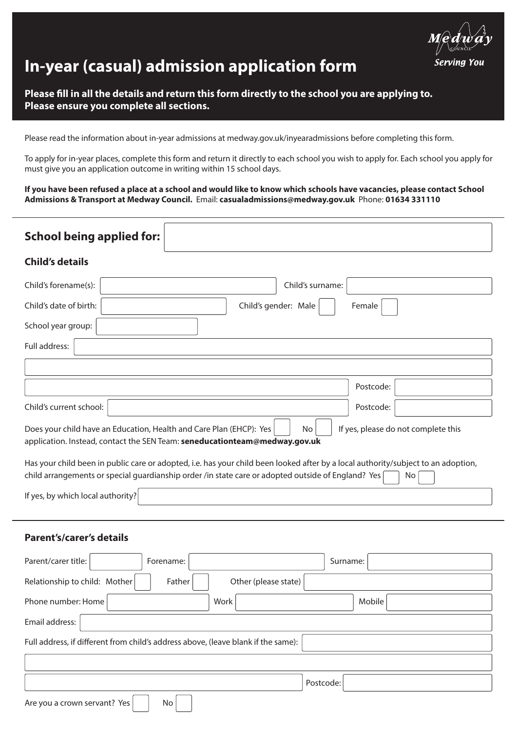# In-year (casual) admission application form

Medway Council — Serving You

**Please fill in all the details and return this form directly to the school you are applying to.**
**Please ensure you complete all sections.**

Please read the information about in-year admissions at medway.gov.uk/inyearadmissions before completing this form.

To apply for in-year places, complete this form and return it directly to each school you wish to apply for. Each school you apply for must give you an application outcome in writing within 15 school days.

**If you have been refused a place at a school and would like to know which schools have vacancies, please contact School Admissions & Transport at Medway Council.** Email: **casualadmissions@medway.gov.uk** Phone: **01634 331110**

## School being applied for:

### Child's details

Child's forename(s): ______ Child's surname: ______

Child's date of birth: ______ Child's gender: Male ☐ Female ☐

School year group: ______

Full address: ______

______

______ Postcode: ______

Child's current school: ______ Postcode: ______

Does your child have an Education, Health and Care Plan (EHCP): Yes ☐ No ☐ If yes, please do not complete this application. Instead, contact the SEN Team: **seneducationteam@medway.gov.uk**

Has your child been in public care or adopted, i.e. has your child been looked after by a local authority/subject to an adoption, child arrangements or special guardianship order /in state care or adopted outside of England? Yes ☐ No ☐

If yes, by which local authority? ______

### Parent's/carer's details

Parent/carer title: ______ Forename: ______ Surname: ______

Relationship to child: Mother ☐ Father ☐ Other (please state) ______

Phone number: Home ______ Work ______ Mobile ______

Email address: ______

Full address, if different from child's address above, (leave blank if the same): ______

______

______ Postcode: ______

Are you a crown servant? Yes ☐ No ☐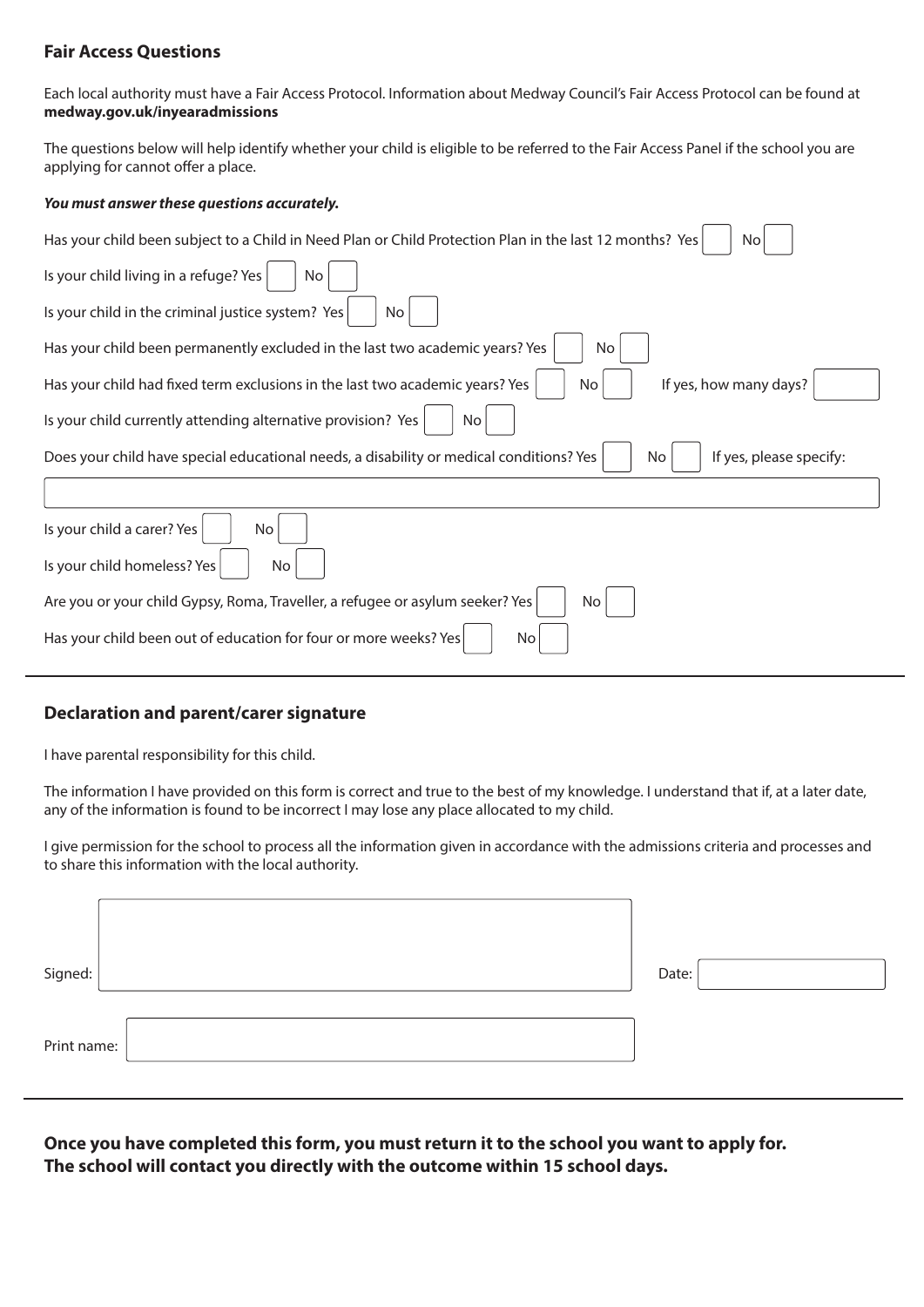## Fair Access Questions

Each local authority must have a Fair Access Protocol. Information about Medway Council's Fair Access Protocol can be found at **medway.gov.uk/inyearadmissions**

The questions below will help identify whether your child is eligible to be referred to the Fair Access Panel if the school you are applying for cannot offer a place.

***You must answer these questions accurately.***

Has your child been subject to a Child in Need Plan or Child Protection Plan in the last 12 months? Yes ☐ No ☐

Is your child living in a refuge? Yes ☐ No ☐

Is your child in the criminal justice system? Yes ☐ No ☐

Has your child been permanently excluded in the last two academic years? Yes ☐ No ☐

Has your child had fixed term exclusions in the last two academic years? Yes ☐ No ☐ If yes, how many days? ☐

Is your child currently attending alternative provision? Yes ☐ No ☐

Does your child have special educational needs, a disability or medical conditions? Yes ☐ No ☐ If yes, please specify:

Is your child a carer? Yes ☐ No ☐

Is your child homeless? Yes ☐ No ☐

Are you or your child Gypsy, Roma, Traveller, a refugee or asylum seeker? Yes ☐ No ☐

Has your child been out of education for four or more weeks? Yes ☐ No ☐

## Declaration and parent/carer signature

I have parental responsibility for this child.

The information I have provided on this form is correct and true to the best of my knowledge. I understand that if, at a later date, any of the information is found to be incorrect I may lose any place allocated to my child.

I give permission for the school to process all the information given in accordance with the admissions criteria and processes and to share this information with the local authority.

Signed: \_\_\_\_\_\_\_\_\_\_\_\_\_\_\_\_ Date: \_\_\_\_\_\_\_\_

Print name: \_\_\_\_\_\_\_\_\_\_\_\_\_\_\_\_

**Once you have completed this form, you must return it to the school you want to apply for.**
**The school will contact you directly with the outcome within 15 school days.**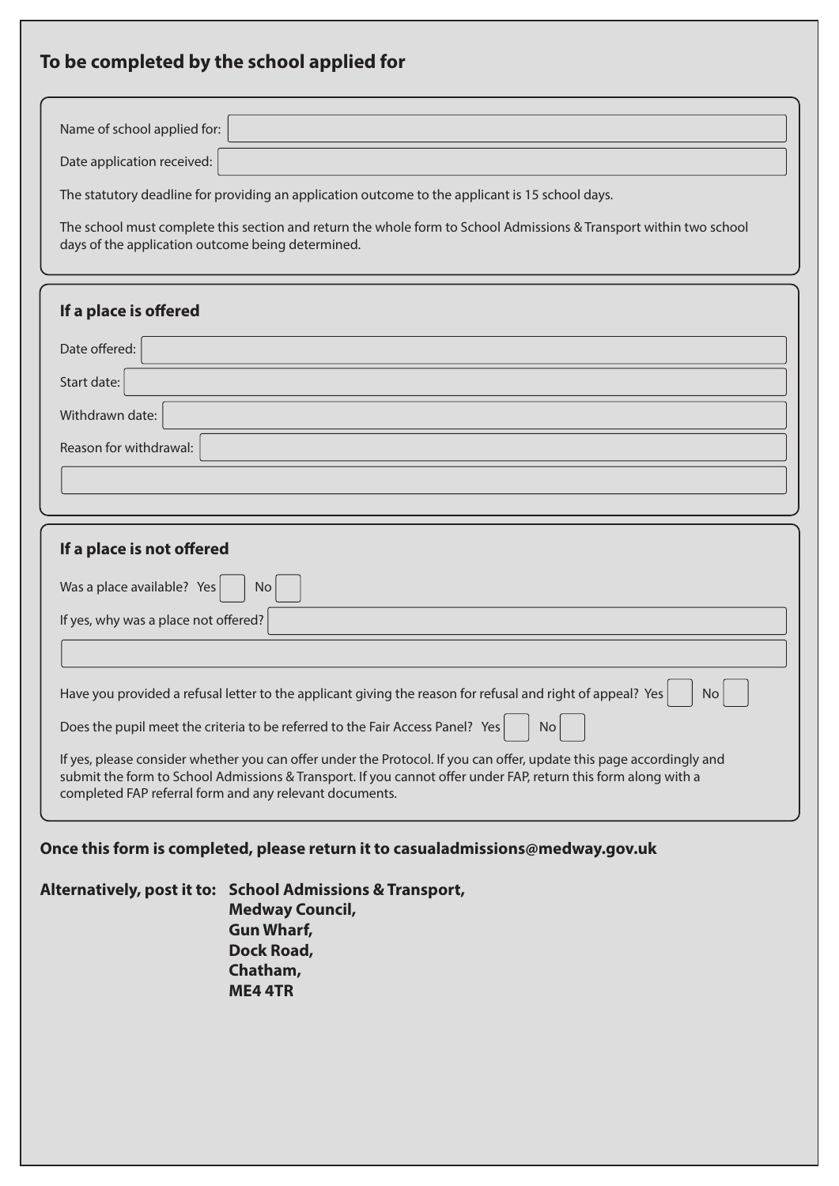## To be completed by the school applied for

Name of school applied for:

Date application received:

The statutory deadline for providing an application outcome to the applicant is 15 school days.

The school must complete this section and return the whole form to School Admissions & Transport within two school days of the application outcome being determined.

### If a place is offered

Date offered:

Start date:

Withdrawn date:

Reason for withdrawal:

### If a place is not offered

Was a place available? Yes ☐ No ☐

If yes, why was a place not offered?

Have you provided a refusal letter to the applicant giving the reason for refusal and right of appeal? Yes ☐ No ☐

Does the pupil meet the criteria to be referred to the Fair Access Panel? Yes ☐ No ☐

If yes, please consider whether you can offer under the Protocol. If you can offer, update this page accordingly and submit the form to School Admissions & Transport. If you cannot offer under FAP, return this form along with a completed FAP referral form and any relevant documents.

**Once this form is completed, please return it to casualadmissions@medway.gov.uk**

**Alternatively, post it to:** **School Admissions & Transport,**
**Medway Council,**
**Gun Wharf,**
**Dock Road,**
**Chatham,**
**ME4 4TR**